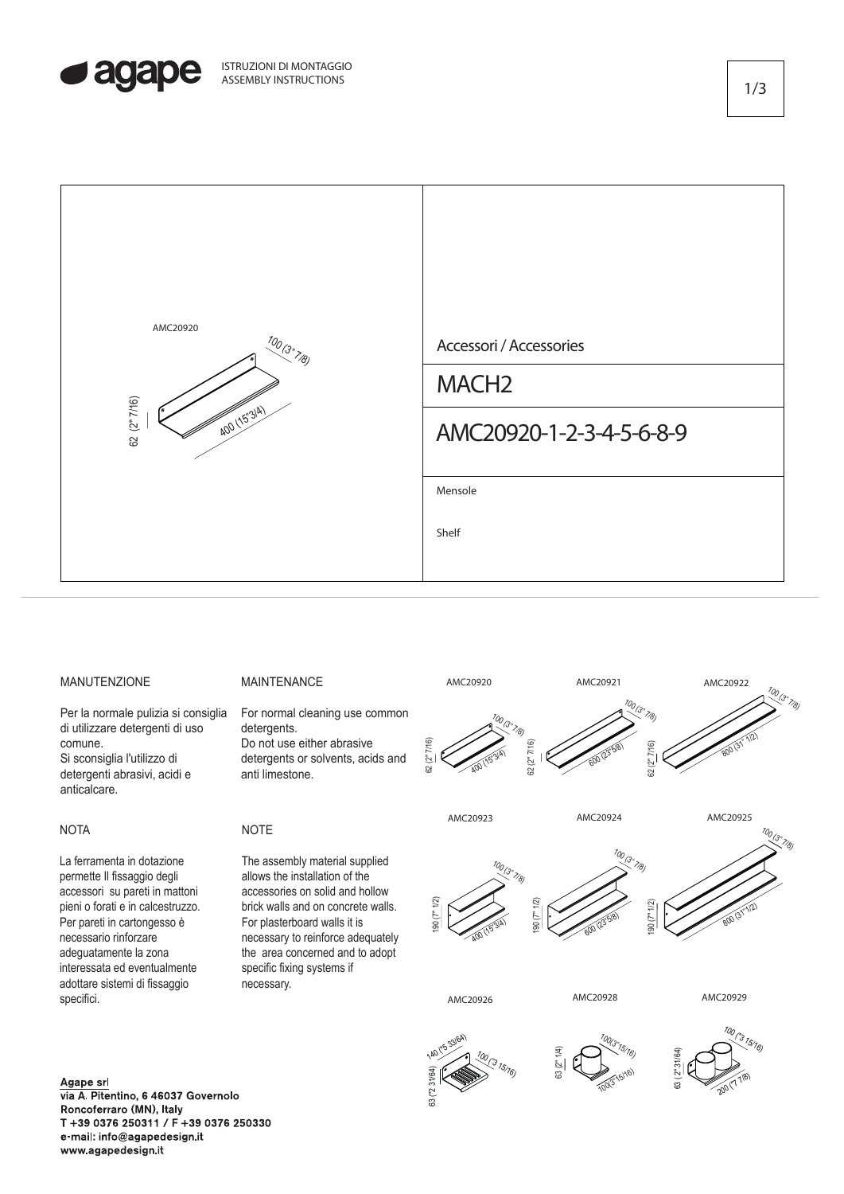agape

ISTRUZIONI DI MONTAGGIO
ASSEMBLY INSTRUCTIONS

AMC20920

100 (3" 7/8)

62 (2" 7/16)

400 (15"3/4)

Accessori / Accessories

# MACH2

## AMC20920-1-2-3-4-5-6-8-9

Mensole

Shelf

### MANUTENZIONE

Per la normale pulizia si consiglia di utilizzare detergenti di uso comune.
Si sconsiglia l'utilizzo di detergenti abrasivi, acidi e anticalcare.

### MAINTENANCE

For normal cleaning use common detergents.
Do not use either abrasive detergents or solvents, acids and anti limestone.

### NOTA

La ferramenta in dotazione permette Il fissaggio degli accessori su pareti in mattoni pieni o forati e in calcestruzzo. Per pareti in cartongesso è necessario rinforzare adeguatamente la zona interessata ed eventualmente adottare sistemi di fissaggio specifici.

### NOTE

The assembly material supplied allows the installation of the accessories on solid and hollow brick walls and on concrete walls. For plasterboard walls it is necessary to reinforce adequately the area concerned and to adopt specific fixing systems if necessary.

AMC20920 — 100 (3" 7/8) — 62 (2" 7/16) — 400 (15"3/4)

AMC20921 — 100 (3" 7/8) — 62 (2" 7/16) — 600 (23"5/8)

AMC20922 — 100 (3" 7/8) — 62 (2" 7/16) — 800 (31" 1/2)

AMC20923 — 100 (3" 7/8) — 190 (7" 1/2) — 400 (15"3/4)

AMC20924 — 100 (3" 7/8) — 190 (7" 1/2) — 600 (23"5/8)

AMC20925 — 100 (3" 7/8) — 190 (7" 1/2) — 800 (31"1/2)

AMC20926 — 140 ("5 33/64) — 100 ("3 15/16) — 63 ("2 31/64)

AMC20928 — 100(3"15/16) — 63 (2" 1/4) — 100(3"15/16)

AMC20929 — 100 ("3 15/16) — 63 (2"31/64) — 200 (7 7/8)

**Agape srl**
via A. Pitentino, 6 46037 Governolo
Roncoferraro (MN), Italy
T +39 0376 250311 / F +39 0376 250330
e-mail: info@agapedesign.it
www.agapedesign.it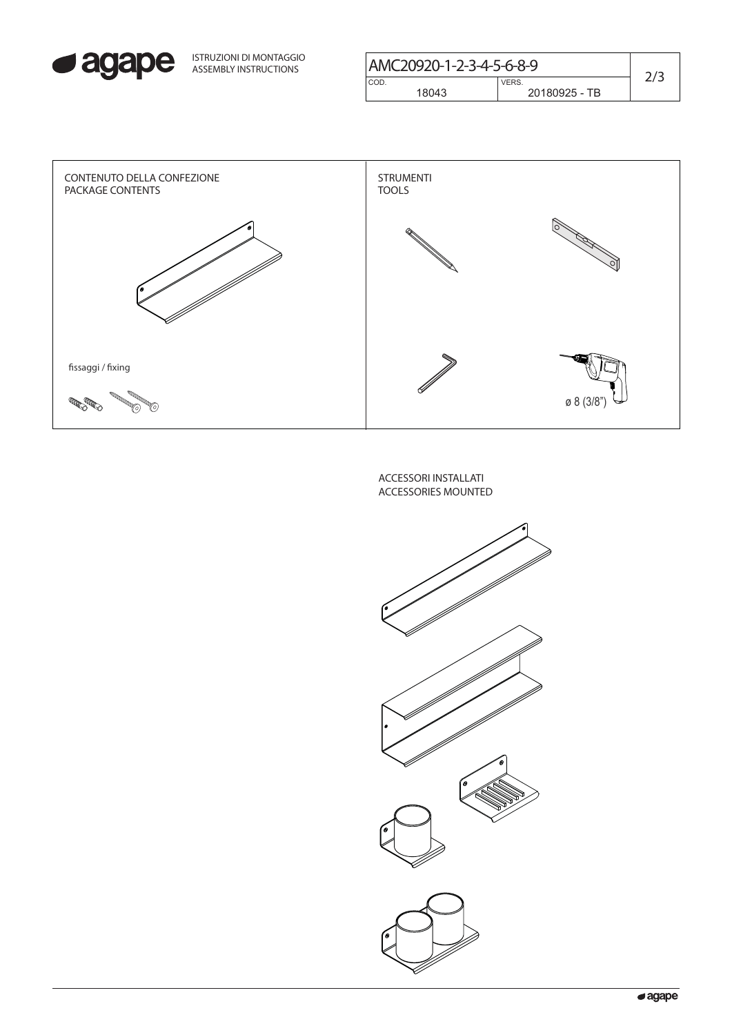ISTRUZIONI DI MONTAGGIO
ASSEMBLY INSTRUCTIONS

| AMC20920-1-2-3-4-5-6-8-9 | |
|---|---|
| COD. 18043 | VERS. 20180925 - TB |

## CONTENUTO DELLA CONFEZIONE
## PACKAGE CONTENTS

fissaggi / fixing

## STRUMENTI
## TOOLS

ø 8 (3/8")

## ACCESSORI INSTALLATI
## ACCESSORIES MOUNTED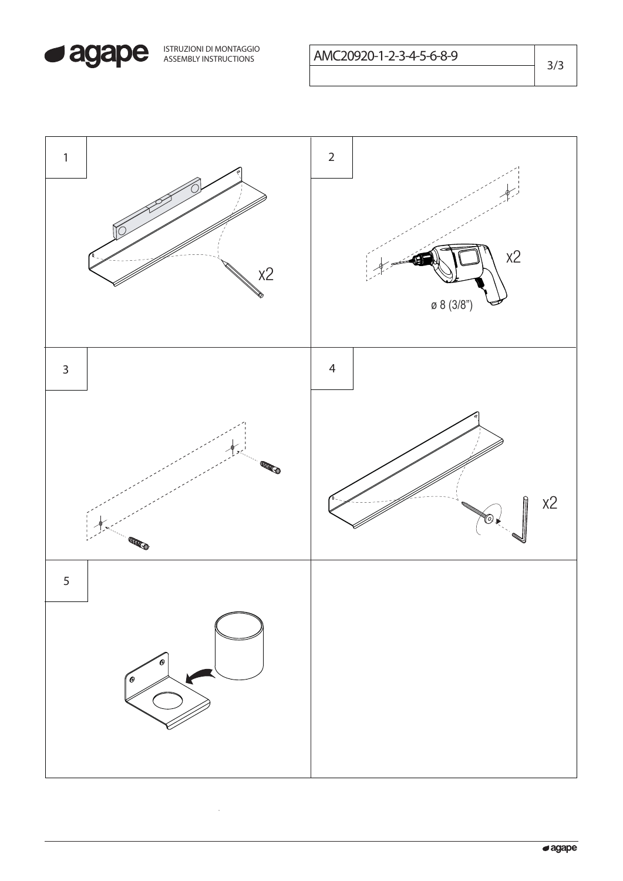ISTRUZIONI DI MONTAGGIO
ASSEMBLY INSTRUCTIONS

AMC20920-1-2-3-4-5-6-8-9

1

x2

2

x2

ø 8 (3/8")

3

4

x2

5